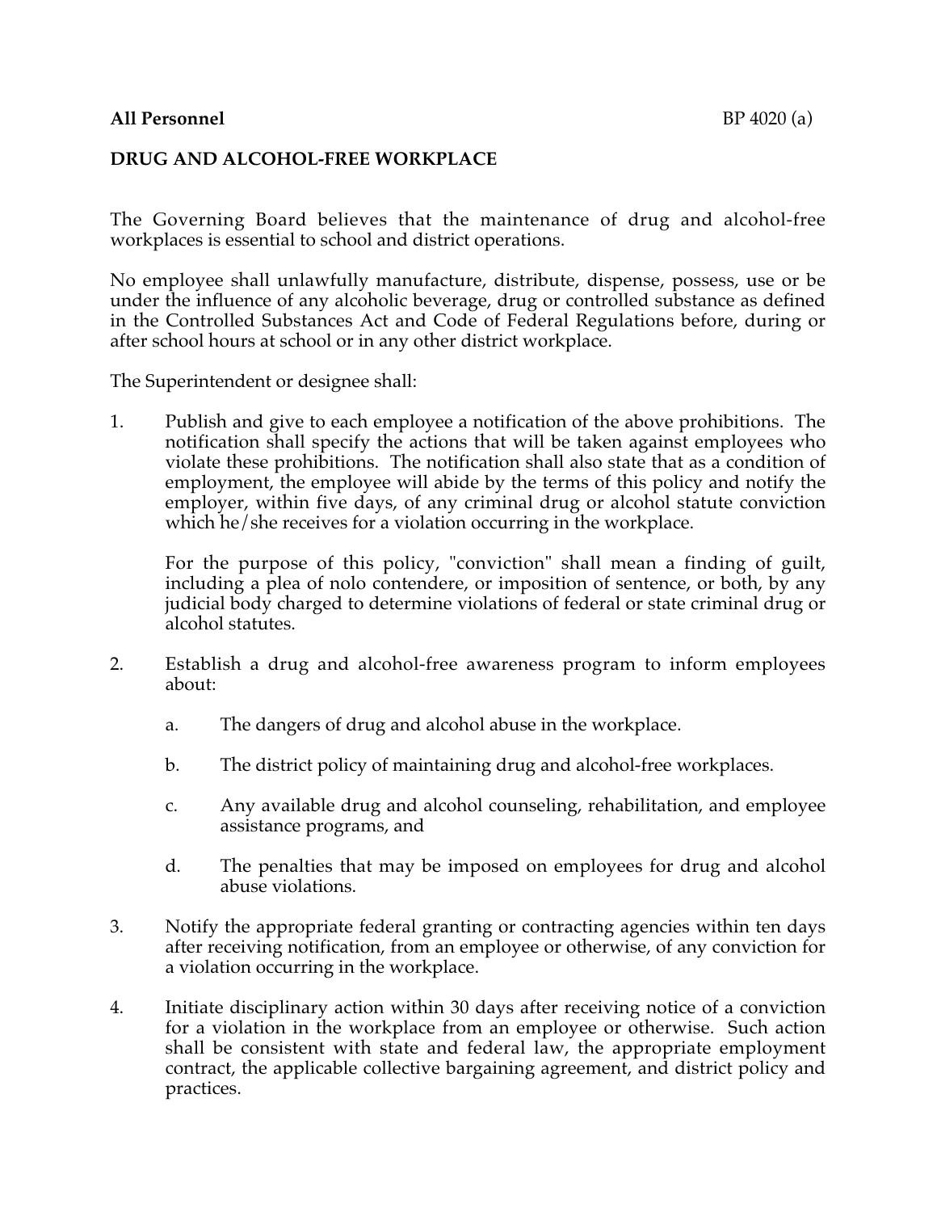**All Personnel** BP 4020 (a)

**DRUG AND ALCOHOL-FREE WORKPLACE**

The Governing Board believes that the maintenance of drug and alcohol-free workplaces is essential to school and district operations.

No employee shall unlawfully manufacture, distribute, dispense, possess, use or be under the influence of any alcoholic beverage, drug or controlled substance as defined in the Controlled Substances Act and Code of Federal Regulations before, during or after school hours at school or in any other district workplace.

The Superintendent or designee shall:

1. Publish and give to each employee a notification of the above prohibitions. The notification shall specify the actions that will be taken against employees who violate these prohibitions. The notification shall also state that as a condition of employment, the employee will abide by the terms of this policy and notify the employer, within five days, of any criminal drug or alcohol statute conviction which he/she receives for a violation occurring in the workplace.

   For the purpose of this policy, "conviction" shall mean a finding of guilt, including a plea of nolo contendere, or imposition of sentence, or both, by any judicial body charged to determine violations of federal or state criminal drug or alcohol statutes.

2. Establish a drug and alcohol-free awareness program to inform employees about:

   a. The dangers of drug and alcohol abuse in the workplace.

   b. The district policy of maintaining drug and alcohol-free workplaces.

   c. Any available drug and alcohol counseling, rehabilitation, and employee assistance programs, and

   d. The penalties that may be imposed on employees for drug and alcohol abuse violations.

3. Notify the appropriate federal granting or contracting agencies within ten days after receiving notification, from an employee or otherwise, of any conviction for a violation occurring in the workplace.

4. Initiate disciplinary action within 30 days after receiving notice of a conviction for a violation in the workplace from an employee or otherwise. Such action shall be consistent with state and federal law, the appropriate employment contract, the applicable collective bargaining agreement, and district policy and practices.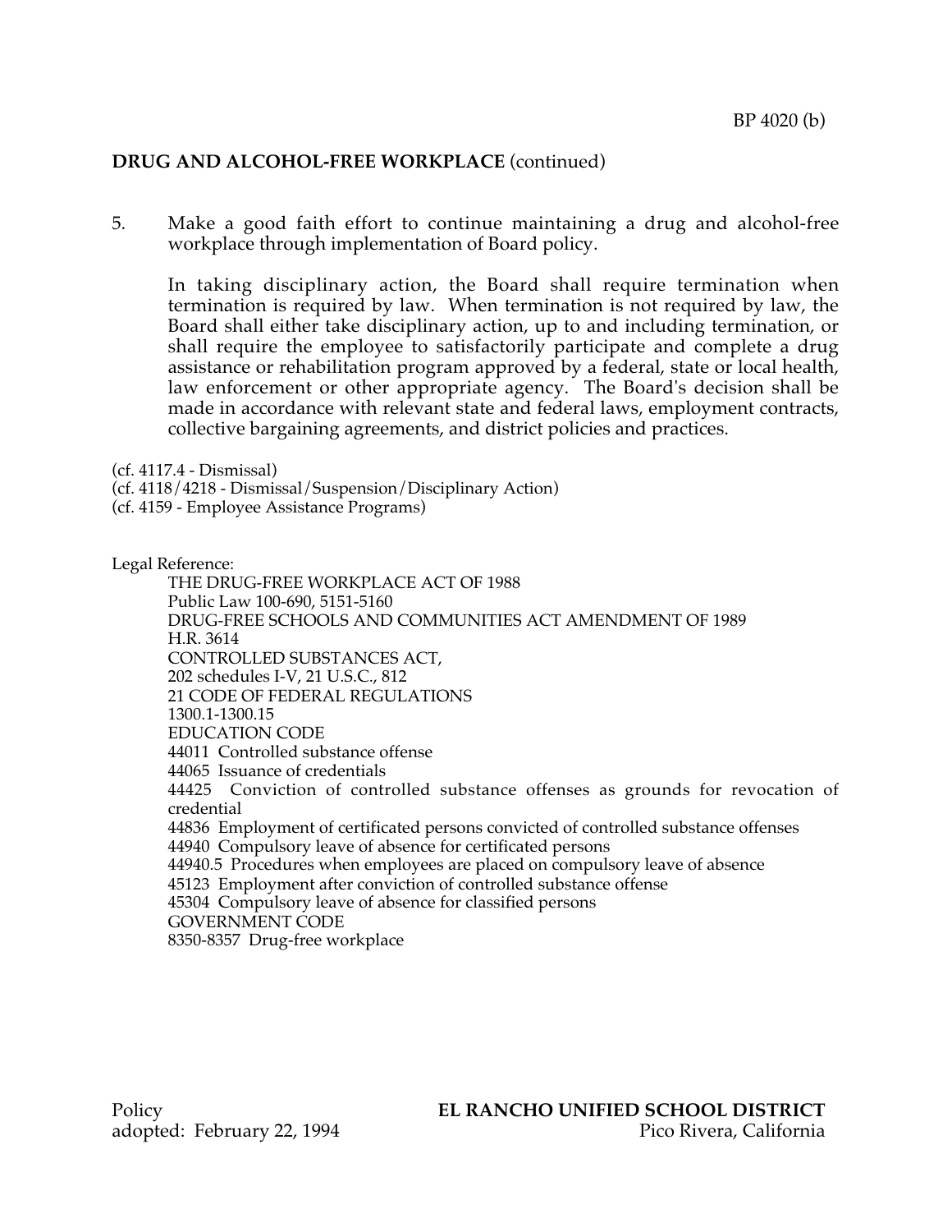**DRUG AND ALCOHOL-FREE WORKPLACE** (continued)

5. Make a good faith effort to continue maintaining a drug and alcohol-free workplace through implementation of Board policy.

   In taking disciplinary action, the Board shall require termination when termination is required by law. When termination is not required by law, the Board shall either take disciplinary action, up to and including termination, or shall require the employee to satisfactorily participate and complete a drug assistance or rehabilitation program approved by a federal, state or local health, law enforcement or other appropriate agency. The Board's decision shall be made in accordance with relevant state and federal laws, employment contracts, collective bargaining agreements, and district policies and practices.

(cf. 4117.4 - Dismissal)
(cf. 4118/4218 - Dismissal/Suspension/Disciplinary Action)
(cf. 4159 - Employee Assistance Programs)

Legal Reference:

THE DRUG-FREE WORKPLACE ACT OF 1988
Public Law 100-690, 5151-5160
DRUG-FREE SCHOOLS AND COMMUNITIES ACT AMENDMENT OF 1989
H.R. 3614
CONTROLLED SUBSTANCES ACT,
202 schedules I-V, 21 U.S.C., 812
21 CODE OF FEDERAL REGULATIONS
1300.1-1300.15
EDUCATION CODE
44011 Controlled substance offense
44065 Issuance of credentials
44425 Conviction of controlled substance offenses as grounds for revocation of credential
44836 Employment of certificated persons convicted of controlled substance offenses
44940 Compulsory leave of absence for certificated persons
44940.5 Procedures when employees are placed on compulsory leave of absence
45123 Employment after conviction of controlled substance offense
45304 Compulsory leave of absence for classified persons
GOVERNMENT CODE
8350-8357 Drug-free workplace

Policy
adopted: February 22, 1994

**EL RANCHO UNIFIED SCHOOL DISTRICT**
Pico Rivera, California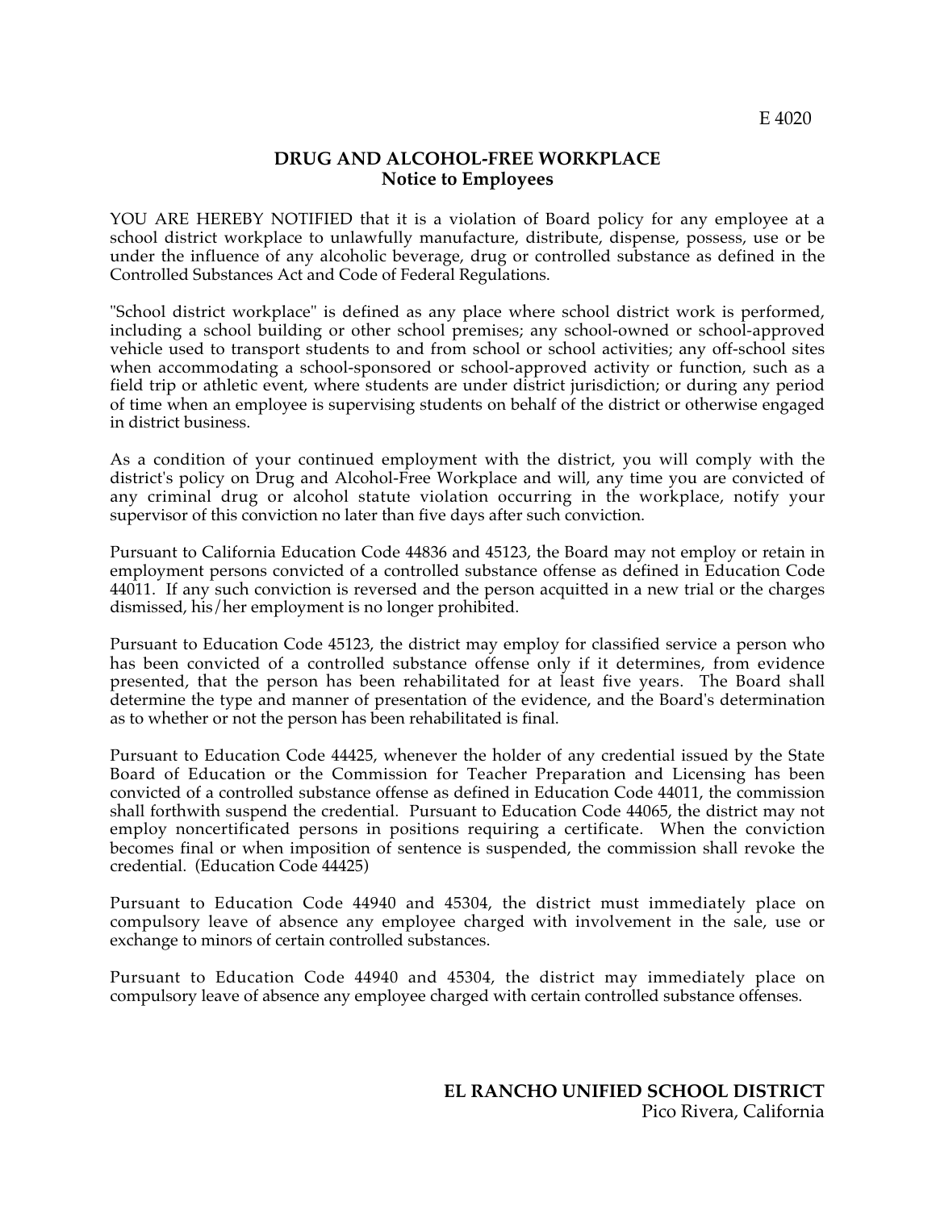E 4020

## DRUG AND ALCOHOL-FREE WORKPLACE
### Notice to Employees

YOU ARE HEREBY NOTIFIED that it is a violation of Board policy for any employee at a school district workplace to unlawfully manufacture, distribute, dispense, possess, use or be under the influence of any alcoholic beverage, drug or controlled substance as defined in the Controlled Substances Act and Code of Federal Regulations.

"School district workplace" is defined as any place where school district work is performed, including a school building or other school premises; any school-owned or school-approved vehicle used to transport students to and from school or school activities; any off-school sites when accommodating a school-sponsored or school-approved activity or function, such as a field trip or athletic event, where students are under district jurisdiction; or during any period of time when an employee is supervising students on behalf of the district or otherwise engaged in district business.

As a condition of your continued employment with the district, you will comply with the district's policy on Drug and Alcohol-Free Workplace and will, any time you are convicted of any criminal drug or alcohol statute violation occurring in the workplace, notify your supervisor of this conviction no later than five days after such conviction.

Pursuant to California Education Code 44836 and 45123, the Board may not employ or retain in employment persons convicted of a controlled substance offense as defined in Education Code 44011. If any such conviction is reversed and the person acquitted in a new trial or the charges dismissed, his/her employment is no longer prohibited.

Pursuant to Education Code 45123, the district may employ for classified service a person who has been convicted of a controlled substance offense only if it determines, from evidence presented, that the person has been rehabilitated for at least five years. The Board shall determine the type and manner of presentation of the evidence, and the Board's determination as to whether or not the person has been rehabilitated is final.

Pursuant to Education Code 44425, whenever the holder of any credential issued by the State Board of Education or the Commission for Teacher Preparation and Licensing has been convicted of a controlled substance offense as defined in Education Code 44011, the commission shall forthwith suspend the credential. Pursuant to Education Code 44065, the district may not employ noncertificated persons in positions requiring a certificate. When the conviction becomes final or when imposition of sentence is suspended, the commission shall revoke the credential. (Education Code 44425)

Pursuant to Education Code 44940 and 45304, the district must immediately place on compulsory leave of absence any employee charged with involvement in the sale, use or exchange to minors of certain controlled substances.

Pursuant to Education Code 44940 and 45304, the district may immediately place on compulsory leave of absence any employee charged with certain controlled substance offenses.

**EL RANCHO UNIFIED SCHOOL DISTRICT**
Pico Rivera, California